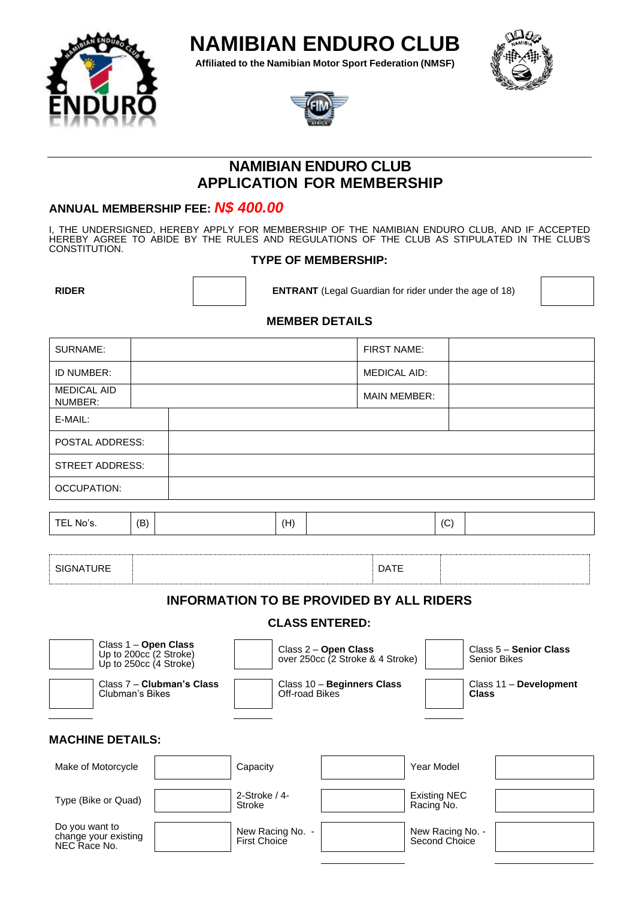# NAMIBIAN ENDURO CLUB

**Affiliated to the Namibian Motor Sport Federation (NMSF)**

## NAMIBIAN ENDURO CLUB
## APPLICATION FOR MEMBERSHIP

**ANNUAL MEMBERSHIP FEE:** ***N$ 400.00***

I, THE UNDERSIGNED, HEREBY APPLY FOR MEMBERSHIP OF THE NAMIBIAN ENDURO CLUB, AND IF ACCEPTED HEREBY AGREE TO ABIDE BY THE RULES AND REGULATIONS OF THE CLUB AS STIPULATED IN THE CLUB'S CONSTITUTION.

### TYPE OF MEMBERSHIP:

| **RIDER** | | **ENTRANT** (Legal Guardian for rider under the age of 18) | |
|---|---|---|---|

### MEMBER DETAILS

| SURNAME: | | FIRST NAME: | |
|---|---|---|---|
| ID NUMBER: | | MEDICAL AID: | |
| MEDICAL AID NUMBER: | | MAIN MEMBER: | |
| E-MAIL: | | | |
| POSTAL ADDRESS: | | | |
| STREET ADDRESS: | | | |
| OCCUPATION: | | | |

| TEL No's. | (B) | | (H) | | (C) | |
|---|---|---|---|---|---|---|

| SIGNATURE | | DATE | |
|---|---|---|---|

### INFORMATION TO BE PROVIDED BY ALL RIDERS

### CLASS ENTERED:

| | | | | | |
|---|---|---|---|---|---|
| | Class 1 – **Open Class** Up to 200cc (2 Stroke) Up to 250cc (4 Stroke) | | Class 2 – **Open Class** over 250cc (2 Stroke & 4 Stroke) | | Class 5 – **Senior Class** Senior Bikes |
| | Class 7 – **Clubman's Class** Clubman's Bikes | | Class 10 – **Beginners Class** Off-road Bikes | | Class 11 – **Development Class** |

### MACHINE DETAILS:

| | | | | | |
|---|---|---|---|---|---|
| Make of Motorcycle | | Capacity | | Year Model | |
| Type (Bike or Quad) | | 2-Stroke / 4-Stroke | | Existing NEC Racing No. | |
| Do you want to change your existing NEC Race No. | | New Racing No. - First Choice | | New Racing No. - Second Choice | |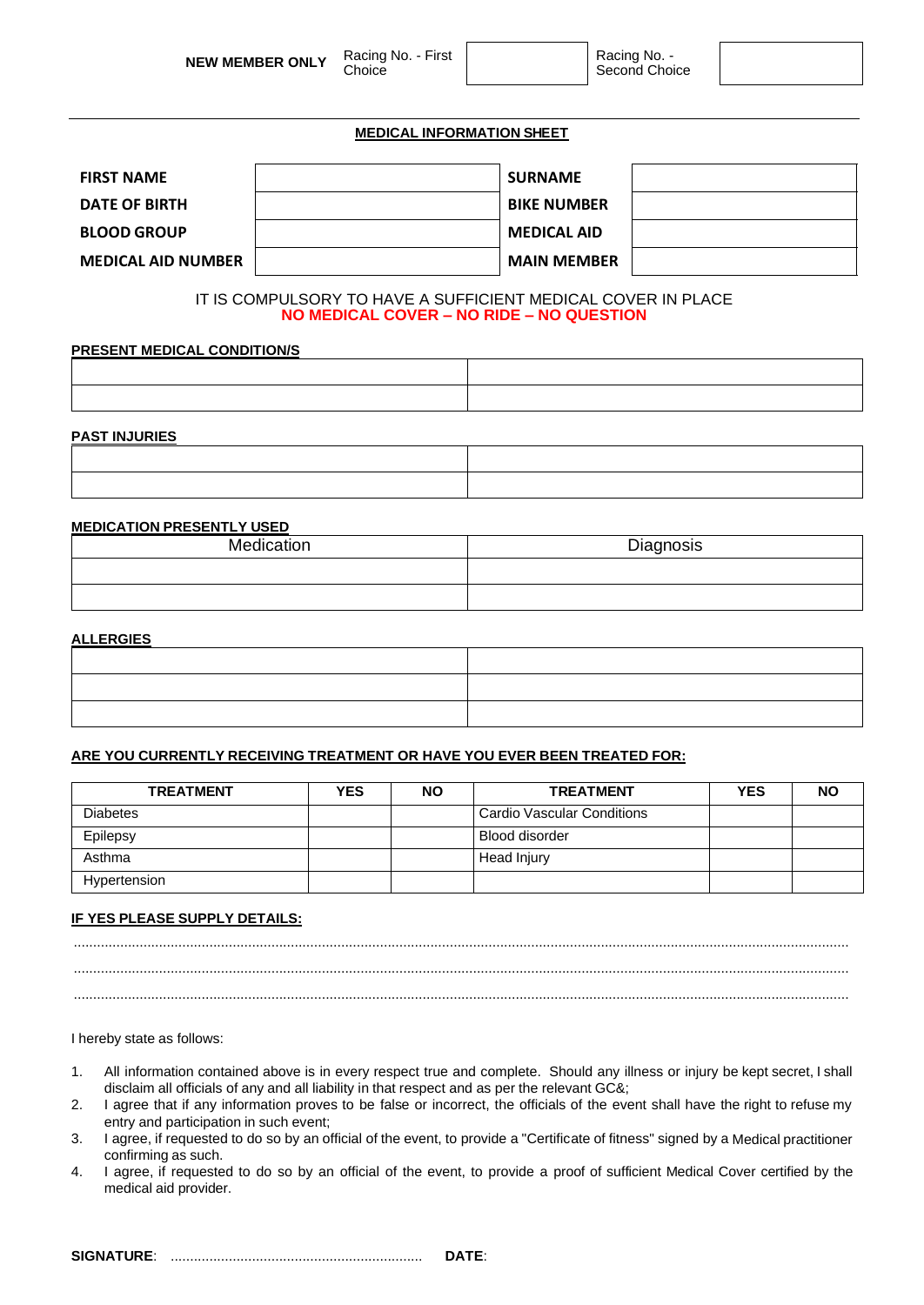| NEW MEMBER ONLY | Racing No. - First Choice | | Racing No. - Second Choice | |
|---|---|---|---|---|

## MEDICAL INFORMATION SHEET

| | | | |
|---|---|---|---|
| **FIRST NAME** | | **SURNAME** | |
| **DATE OF BIRTH** | | **BIKE NUMBER** | |
| **BLOOD GROUP** | | **MEDICAL AID** | |
| **MEDICAL AID NUMBER** | | **MAIN MEMBER** | |

IT IS COMPULSORY TO HAVE A SUFFICIENT MEDICAL COVER IN PLACE
**NO MEDICAL COVER – NO RIDE – NO QUESTION**

**PRESENT MEDICAL CONDITION/S**

| | |
|---|---|
| | |
| | |

**PAST INJURIES**

| | |
|---|---|
| | |
| | |

**MEDICATION PRESENTLY USED**

| Medication | Diagnosis |
|---|---|
| | |
| | |

**ALLERGIES**

| | |
|---|---|
| | |
| | |
| | |

**ARE YOU CURRENTLY RECEIVING TREATMENT OR HAVE YOU EVER BEEN TREATED FOR:**

| TREATMENT | YES | NO | TREATMENT | YES | NO |
|---|---|---|---|---|---|
| Diabetes | | | Cardio Vascular Conditions | | |
| Epilepsy | | | Blood disorder | | |
| Asthma | | | Head Injury | | |
| Hypertension | | | | | |

**IF YES PLEASE SUPPLY DETAILS:**

.....................................................................................................................................................................................

.....................................................................................................................................................................................

.....................................................................................................................................................................................

I hereby state as follows:

1. All information contained above is in every respect true and complete. Should any illness or injury be kept secret, I shall disclaim all officials of any and all liability in that respect and as per the relevant GC&;
2. I agree that if any information proves to be false or incorrect, the officials of the event shall have the right to refuse my entry and participation in such event;
3. I agree, if requested to do so by an official of the event, to provide a "Certificate of fitness" signed by a Medical practitioner confirming as such.
4. I agree, if requested to do so by an official of the event, to provide a proof of sufficient Medical Cover certified by the medical aid provider.

**SIGNATURE**: ................................................................ **DATE**: